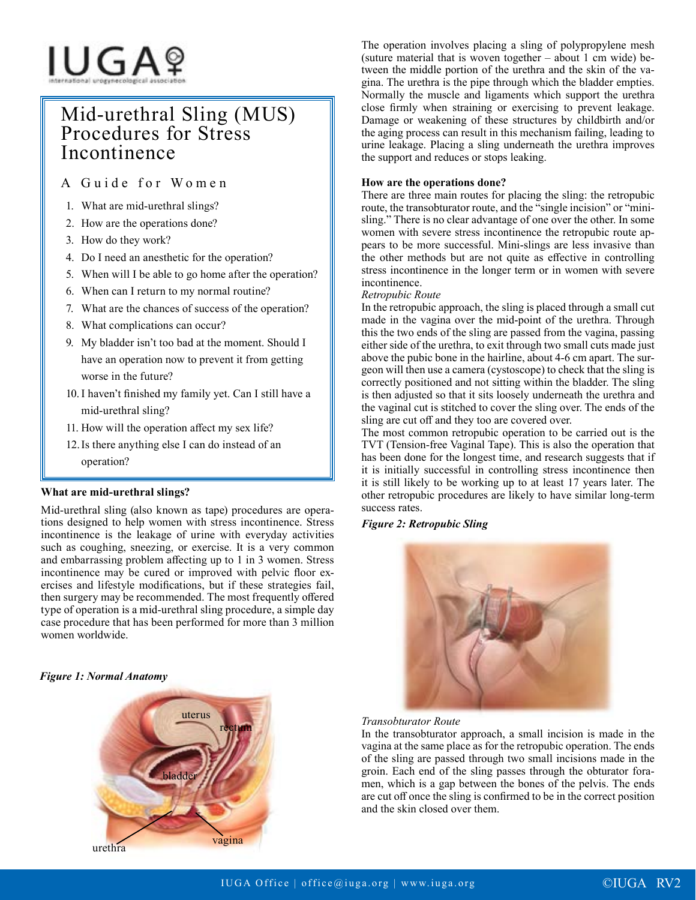# Mid-urethral Sling (MUS) Procedures for Stress Incontinence

## A Guide for Women

1. What are mid-urethral slings?
2. How are the operations done?
3. How do they work?
4. Do I need an anesthetic for the operation?
5. When will I be able to go home after the operation?
6. When can I return to my normal routine?
7. What are the chances of success of the operation?
8. What complications can occur?
9. My bladder isn't too bad at the moment. Should I have an operation now to prevent it from getting worse in the future?
10. I haven't finished my family yet. Can I still have a mid-urethral sling?
11. How will the operation affect my sex life?
12. Is there anything else I can do instead of an operation?

**What are mid-urethral slings?**

Mid-urethral sling (also known as tape) procedures are operations designed to help women with stress incontinence. Stress incontinence is the leakage of urine with everyday activities such as coughing, sneezing, or exercise. It is a very common and embarrassing problem affecting up to 1 in 3 women. Stress incontinence may be cured or improved with pelvic floor exercises and lifestyle modifications, but if these strategies fail, then surgery may be recommended. The most frequently offered type of operation is a mid-urethral sling procedure, a simple day case procedure that has been performed for more than 3 million women worldwide.

***Figure 1: Normal Anatomy***

The operation involves placing a sling of polypropylene mesh (suture material that is woven together – about 1 cm wide) between the middle portion of the urethra and the skin of the vagina. The urethra is the pipe through which the bladder empties. Normally the muscle and ligaments which support the urethra close firmly when straining or exercising to prevent leakage. Damage or weakening of these structures by childbirth and/or the aging process can result in this mechanism failing, leading to urine leakage. Placing a sling underneath the urethra improves the support and reduces or stops leaking.

**How are the operations done?**

There are three main routes for placing the sling: the retropubic route, the transobturator route, and the "single incision" or "mini-sling." There is no clear advantage of one over the other. In some women with severe stress incontinence the retropubic route appears to be more successful. Mini-slings are less invasive than the other methods but are not quite as effective in controlling stress incontinence in the longer term or in women with severe incontinence.

*Retropubic Route*

In the retropubic approach, the sling is placed through a small cut made in the vagina over the mid-point of the urethra. Through this the two ends of the sling are passed from the vagina, passing either side of the urethra, to exit through two small cuts made just above the pubic bone in the hairline, about 4-6 cm apart. The surgeon will then use a camera (cystoscope) to check that the sling is correctly positioned and not sitting within the bladder. The sling is then adjusted so that it sits loosely underneath the urethra and the vaginal cut is stitched to cover the sling over. The ends of the sling are cut off and they too are covered over.

The most common retropubic operation to be carried out is the TVT (Tension-free Vaginal Tape). This is also the operation that has been done for the longest time, and research suggests that if it is initially successful in controlling stress incontinence then it is still likely to be working up to at least 17 years later. The other retropubic procedures are likely to have similar long-term success rates.

***Figure 2: Retropubic Sling***

*Transobturator Route*

In the transobturator approach, a small incision is made in the vagina at the same place as for the retropubic operation. The ends of the sling are passed through two small incisions made in the groin. Each end of the sling passes through the obturator foramen, which is a gap between the bones of the pelvis. The ends are cut off once the sling is confirmed to be in the correct position and the skin closed over them.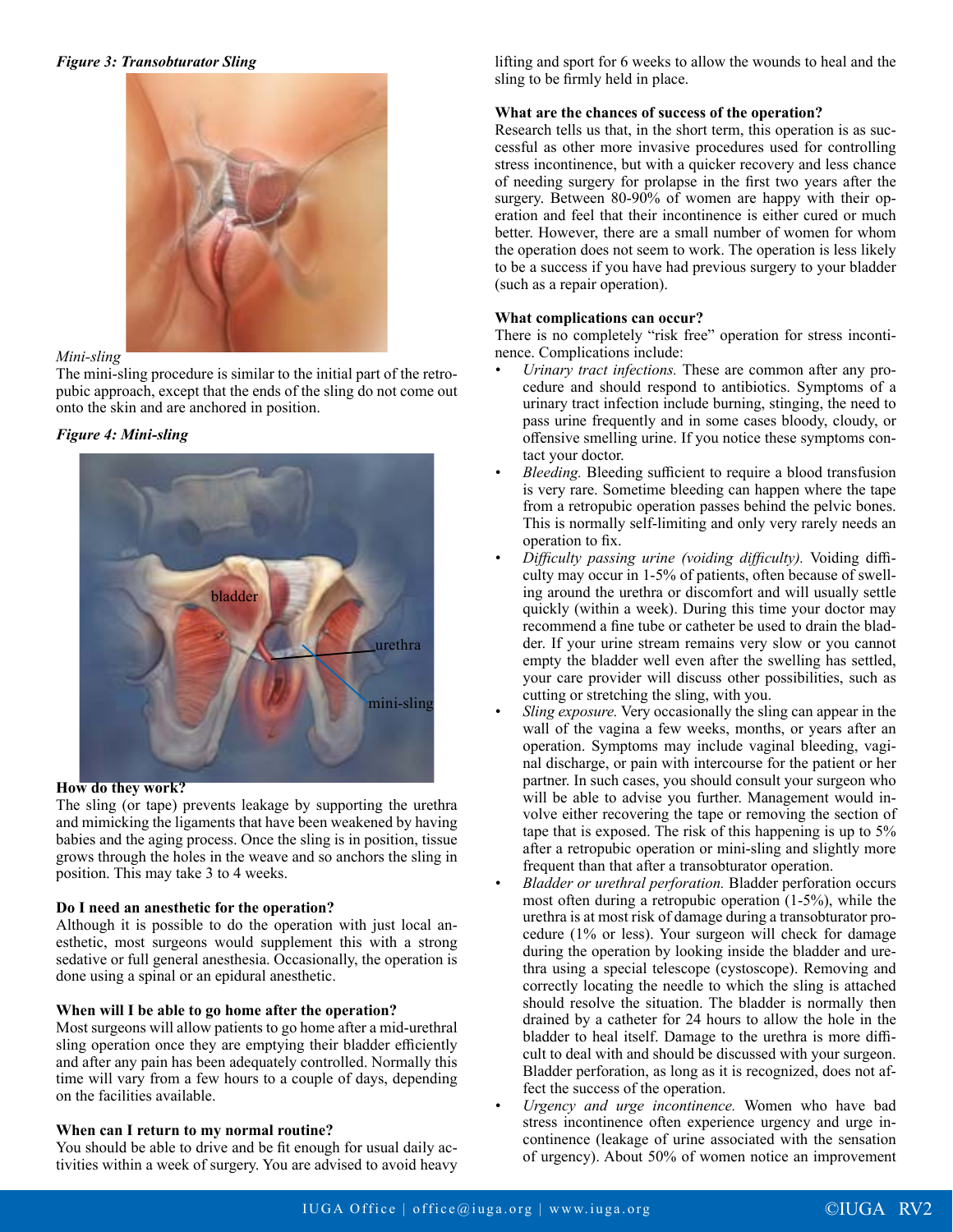*Figure 3: Transobturator Sling*

*Mini-sling*

The mini-sling procedure is similar to the initial part of the retropubic approach, except that the ends of the sling do not come out onto the skin and are anchored in position.

*Figure 4: Mini-sling*

### How do they work?

The sling (or tape) prevents leakage by supporting the urethra and mimicking the ligaments that have been weakened by having babies and the aging process. Once the sling is in position, tissue grows through the holes in the weave and so anchors the sling in position. This may take 3 to 4 weeks.

### Do I need an anesthetic for the operation?

Although it is possible to do the operation with just local anesthetic, most surgeons would supplement this with a strong sedative or full general anesthesia. Occasionally, the operation is done using a spinal or an epidural anesthetic.

### When will I be able to go home after the operation?

Most surgeons will allow patients to go home after a mid-urethral sling operation once they are emptying their bladder efficiently and after any pain has been adequately controlled. Normally this time will vary from a few hours to a couple of days, depending on the facilities available.

### When can I return to my normal routine?

You should be able to drive and be fit enough for usual daily activities within a week of surgery. You are advised to avoid heavy lifting and sport for 6 weeks to allow the wounds to heal and the sling to be firmly held in place.

### What are the chances of success of the operation?

Research tells us that, in the short term, this operation is as successful as other more invasive procedures used for controlling stress incontinence, but with a quicker recovery and less chance of needing surgery for prolapse in the first two years after the surgery. Between 80-90% of women are happy with their operation and feel that their incontinence is either cured or much better. However, there are a small number of women for whom the operation does not seem to work. The operation is less likely to be a success if you have had previous surgery to your bladder (such as a repair operation).

### What complications can occur?

There is no completely "risk free" operation for stress incontinence. Complications include:

- *Urinary tract infections.* These are common after any procedure and should respond to antibiotics. Symptoms of a urinary tract infection include burning, stinging, the need to pass urine frequently and in some cases bloody, cloudy, or offensive smelling urine. If you notice these symptoms contact your doctor.
- *Bleeding.* Bleeding sufficient to require a blood transfusion is very rare. Sometime bleeding can happen where the tape from a retropubic operation passes behind the pelvic bones. This is normally self-limiting and only very rarely needs an operation to fix.
- *Difficulty passing urine (voiding difficulty).* Voiding difficulty may occur in 1-5% of patients, often because of swelling around the urethra or discomfort and will usually settle quickly (within a week). During this time your doctor may recommend a fine tube or catheter be used to drain the bladder. If your urine stream remains very slow or you cannot empty the bladder well even after the swelling has settled, your care provider will discuss other possibilities, such as cutting or stretching the sling, with you.
- *Sling exposure.* Very occasionally the sling can appear in the wall of the vagina a few weeks, months, or years after an operation. Symptoms may include vaginal bleeding, vaginal discharge, or pain with intercourse for the patient or her partner. In such cases, you should consult your surgeon who will be able to advise you further. Management would involve either recovering the tape or removing the section of tape that is exposed. The risk of this happening is up to 5% after a retropubic operation or mini-sling and slightly more frequent than that after a transobturator operation.
- *Bladder or urethral perforation.* Bladder perforation occurs most often during a retropubic operation (1-5%), while the urethra is at most risk of damage during a transobturator procedure (1% or less). Your surgeon will check for damage during the operation by looking inside the bladder and urethra using a special telescope (cystoscope). Removing and correctly locating the needle to which the sling is attached should resolve the situation. The bladder is normally then drained by a catheter for 24 hours to allow the hole in the bladder to heal itself. Damage to the urethra is more difficult to deal with and should be discussed with your surgeon. Bladder perforation, as long as it is recognized, does not affect the success of the operation.
- *Urgency and urge incontinence.* Women who have bad stress incontinence often experience urgency and urge incontinence (leakage of urine associated with the sensation of urgency). About 50% of women notice an improvement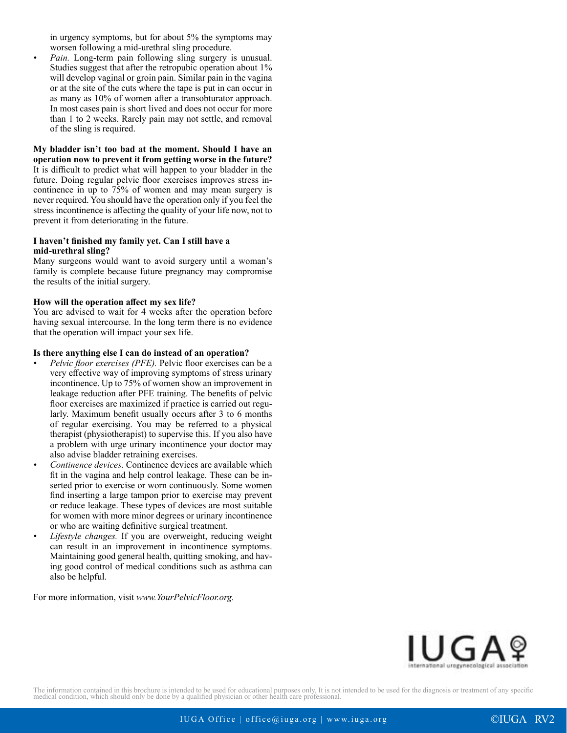in urgency symptoms, but for about 5% the symptoms may worsen following a mid-urethral sling procedure.

- *Pain.* Long-term pain following sling surgery is unusual. Studies suggest that after the retropubic operation about 1% will develop vaginal or groin pain. Similar pain in the vagina or at the site of the cuts where the tape is put in can occur in as many as 10% of women after a transobturator approach. In most cases pain is short lived and does not occur for more than 1 to 2 weeks. Rarely pain may not settle, and removal of the sling is required.

**My bladder isn't too bad at the moment. Should I have an operation now to prevent it from getting worse in the future?**

It is difficult to predict what will happen to your bladder in the future. Doing regular pelvic floor exercises improves stress incontinence in up to 75% of women and may mean surgery is never required. You should have the operation only if you feel the stress incontinence is affecting the quality of your life now, not to prevent it from deteriorating in the future.

**I haven't finished my family yet. Can I still have a mid-urethral sling?**

Many surgeons would want to avoid surgery until a woman's family is complete because future pregnancy may compromise the results of the initial surgery.

**How will the operation affect my sex life?**

You are advised to wait for 4 weeks after the operation before having sexual intercourse. In the long term there is no evidence that the operation will impact your sex life.

**Is there anything else I can do instead of an operation?**

- *Pelvic floor exercises (PFE).* Pelvic floor exercises can be a very effective way of improving symptoms of stress urinary incontinence. Up to 75% of women show an improvement in leakage reduction after PFE training. The benefits of pelvic floor exercises are maximized if practice is carried out regularly. Maximum benefit usually occurs after 3 to 6 months of regular exercising. You may be referred to a physical therapist (physiotherapist) to supervise this. If you also have a problem with urge urinary incontinence your doctor may also advise bladder retraining exercises.
- *Continence devices.* Continence devices are available which fit in the vagina and help control leakage. These can be inserted prior to exercise or worn continuously. Some women find inserting a large tampon prior to exercise may prevent or reduce leakage. These types of devices are most suitable for women with more minor degrees or urinary incontinence or who are waiting definitive surgical treatment.
- *Lifestyle changes.* If you are overweight, reducing weight can result in an improvement in incontinence symptoms. Maintaining good general health, quitting smoking, and having good control of medical conditions such as asthma can also be helpful.

For more information, visit *www.YourPelvicFloor.org.*

The information contained in this brochure is intended to be used for educational purposes only. It is not intended to be used for the diagnosis or treatment of any specific medical condition, which should only be done by a qualified physician or other health care professional.

IUGA Office | office@iuga.org | www.iuga.org

©IUGA RV2